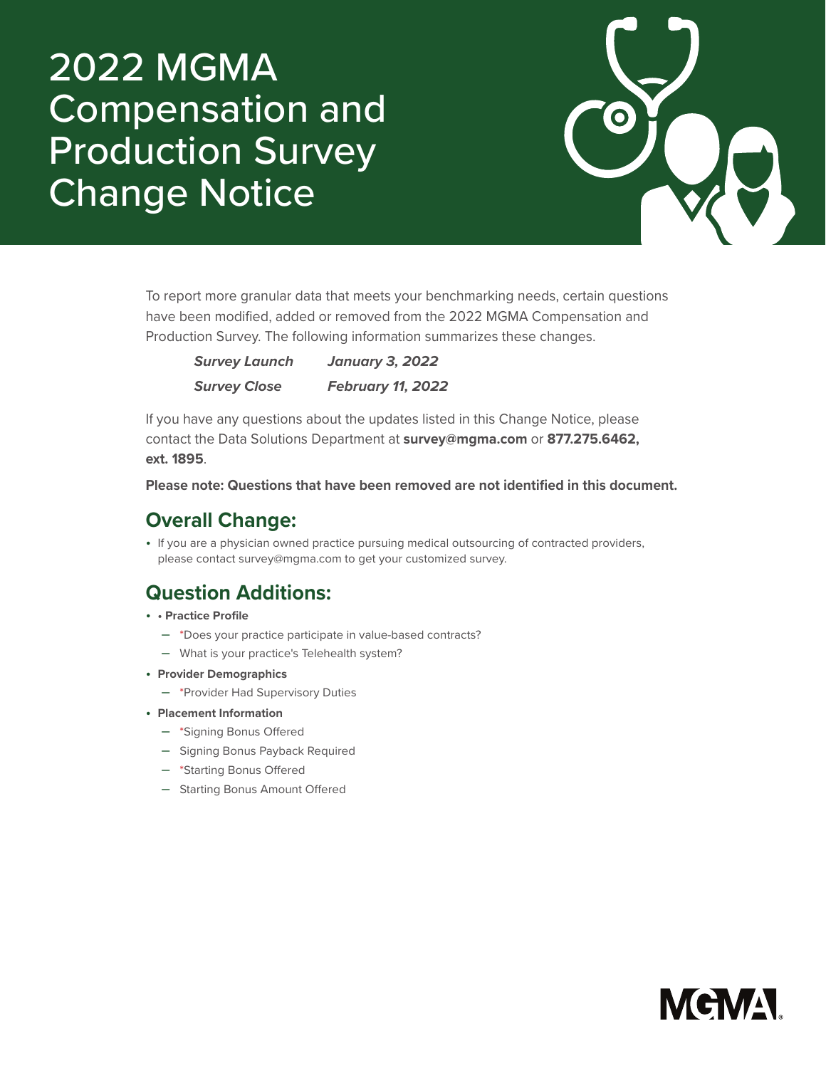# 2022 MGMA Compensation and Production Survey Change Notice

To report more granular data that meets your benchmarking needs, certain questions have been modified, added or removed from the 2022 MGMA Compensation and Production Survey. The following information summarizes these changes.

| | |
|---|---|
| ***Survey Launch*** | ***January 3, 2022*** |
| ***Survey Close*** | ***February 11, 2022*** |

If you have any questions about the updates listed in this Change Notice, please contact the Data Solutions Department at **survey@mgma.com** or **877.275.6462, ext. 1895**.

**Please note: Questions that have been removed are not identified in this document.**

## Overall Change:

- If you are a physician owned practice pursuing medical outsourcing of contracted providers, please contact survey@mgma.com to get your customized survey.

## Question Additions:

- • **Practice Profile**
  - *Does your practice participate in value-based contracts?
  - What is your practice's Telehealth system?
- **Provider Demographics**
  - *Provider Had Supervisory Duties
- **Placement Information**
  - *Signing Bonus Offered
  - Signing Bonus Payback Required
  - *Starting Bonus Offered
  - Starting Bonus Amount Offered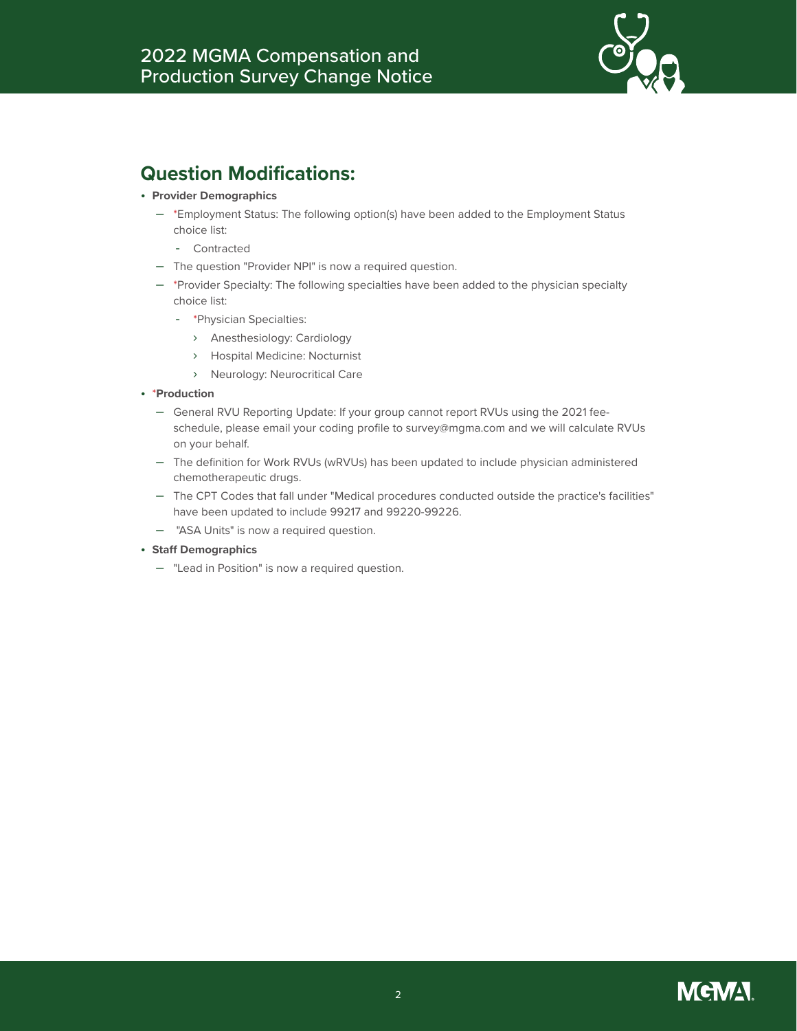## Question Modifications:

- **Provider Demographics**
  - *Employment Status: The following option(s) have been added to the Employment Status choice list:
    - Contracted
  - The question "Provider NPI" is now a required question.
  - *Provider Specialty: The following specialties have been added to the physician specialty choice list:
    - *Physician Specialties:
      - Anesthesiology: Cardiology
      - Hospital Medicine: Nocturnist
      - Neurology: Neurocritical Care
- ***Production**
  - General RVU Reporting Update: If your group cannot report RVUs using the 2021 fee-schedule, please email your coding profile to survey@mgma.com and we will calculate RVUs on your behalf.
  - The definition for Work RVUs (wRVUs) has been updated to include physician administered chemotherapeutic drugs.
  - The CPT Codes that fall under "Medical procedures conducted outside the practice's facilities" have been updated to include 99217 and 99220-99226.
  - "ASA Units" is now a required question.
- **Staff Demographics**
  - "Lead in Position" is now a required question.